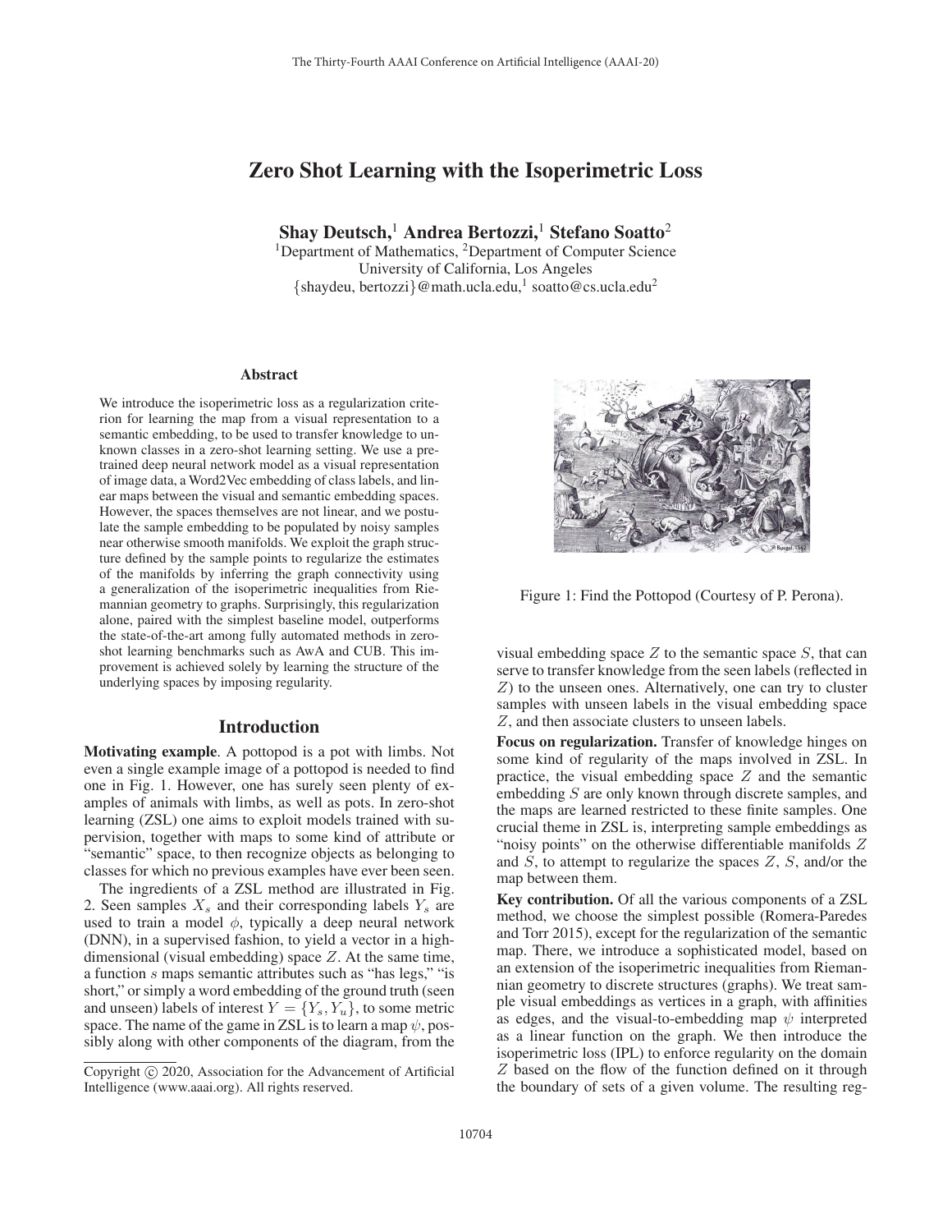# Zero Shot Learning with the Isoperimetric Loss

**Shay Deutsch,[1] Andrea Bertozzi,[1] Stefano Soatto[2]**

[1]Department of Mathematics, [2]Department of Computer Science
University of California, Los Angeles
{shaydeu, bertozzi}@math.ucla.edu,[1] soatto@cs.ucla.edu[2]

## Abstract

We introduce the isoperimetric loss as a regularization criterion for learning the map from a visual representation to a semantic embedding, to be used to transfer knowledge to unknown classes in a zero-shot learning setting. We use a pre-trained deep neural network model as a visual representation of image data, a Word2Vec embedding of class labels, and linear maps between the visual and semantic embedding spaces. However, the spaces themselves are not linear, and we postulate the sample embedding to be populated by noisy samples near otherwise smooth manifolds. We exploit the graph structure defined by the sample points to regularize the estimates of the manifolds by inferring the graph connectivity using a generalization of the isoperimetric inequalities from Riemannian geometry to graphs. Surprisingly, this regularization alone, paired with the simplest baseline model, outperforms the state-of-the-art among fully automated methods in zero-shot learning benchmarks such as AwA and CUB. This improvement is achieved solely by learning the structure of the underlying spaces by imposing regularity.

Figure 1: Find the Pottopod (Courtesy of P. Perona).

## Introduction

**Motivating example**. A pottopod is a pot with limbs. Not even a single example image of a pottopod is needed to find one in Fig. 1. However, one has surely seen plenty of examples of animals with limbs, as well as pots. In zero-shot learning (ZSL) one aims to exploit models trained with supervision, together with maps to some kind of attribute or "semantic" space, to then recognize objects as belonging to classes for which no previous examples have ever been seen.

The ingredients of a ZSL method are illustrated in Fig. 2. Seen samples $X_s$ and their corresponding labels $Y_s$ are used to train a model $\phi$, typically a deep neural network (DNN), in a supervised fashion, to yield a vector in a high-dimensional (visual embedding) space $Z$. At the same time, a function $s$ maps semantic attributes such as "has legs," "is short," or simply a word embedding of the ground truth (seen and unseen) labels of interest $Y = \{Y_s, Y_u\}$, to some metric space. The name of the game in ZSL is to learn a map $\psi$, possibly along with other components of the diagram, from the visual embedding space $Z$ to the semantic space $S$, that can serve to transfer knowledge from the seen labels (reflected in $Z$) to the unseen ones. Alternatively, one can try to cluster samples with unseen labels in the visual embedding space $Z$, and then associate clusters to unseen labels.

**Focus on regularization.** Transfer of knowledge hinges on some kind of regularity of the maps involved in ZSL. In practice, the visual embedding space $Z$ and the semantic embedding $S$ are only known through discrete samples, and the maps are learned restricted to these finite samples. One crucial theme in ZSL is, interpreting sample embeddings as "noisy points" on the otherwise differentiable manifolds $Z$ and $S$, to attempt to regularize the spaces $Z$, $S$, and/or the map between them.

**Key contribution.** Of all the various components of a ZSL method, we choose the simplest possible (Romera-Paredes and Torr 2015), except for the regularization of the semantic map. There, we introduce a sophisticated model, based on an extension of the isoperimetric inequalities from Riemannian geometry to discrete structures (graphs). We treat sample visual embeddings as vertices in a graph, with affinities as edges, and the visual-to-embedding map $\psi$ interpreted as a linear function on the graph. We then introduce the isoperimetric loss (IPL) to enforce regularity on the domain $Z$ based on the flow of the function defined on it through the boundary of sets of a given volume. The resulting reg-

Copyright © 2020, Association for the Advancement of Artificial Intelligence (www.aaai.org). All rights reserved.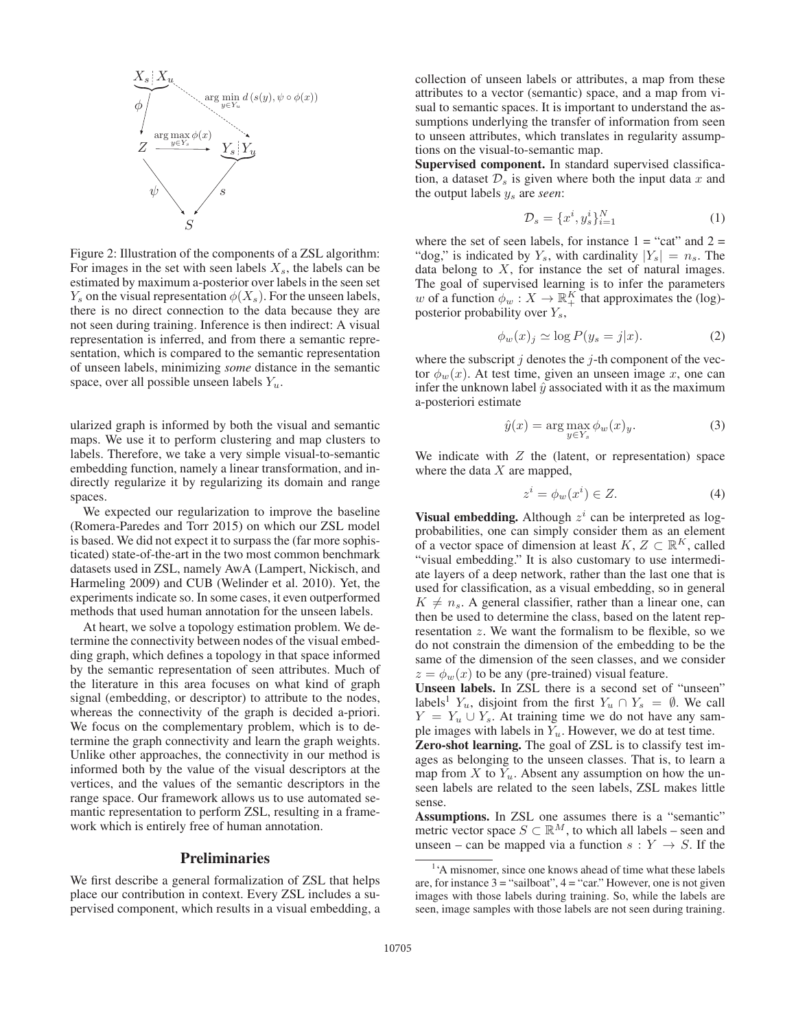Figure 2: Illustration of the components of a ZSL algorithm: For images in the set with seen labels $X_s$, the labels can be estimated by maximum a-posterior over labels in the seen set $Y_s$ on the visual representation $\phi(X_s)$. For the unseen labels, there is no direct connection to the data because they are not seen during training. Inference is then indirect: A visual representation is inferred, and from there a semantic representation, which is compared to the semantic representation of unseen labels, minimizing *some* distance in the semantic space, over all possible unseen labels $Y_u$.

ularized graph is informed by both the visual and semantic maps. We use it to perform clustering and map clusters to labels. Therefore, we take a very simple visual-to-semantic embedding function, namely a linear transformation, and indirectly regularize it by regularizing its domain and range spaces.

We expected our regularization to improve the baseline (Romera-Paredes and Torr 2015) on which our ZSL model is based. We did not expect it to surpass the (far more sophisticated) state-of-the-art in the two most common benchmark datasets used in ZSL, namely AwA (Lampert, Nickisch, and Harmeling 2009) and CUB (Welinder et al. 2010). Yet, the experiments indicate so. In some cases, it even outperformed methods that used human annotation for the unseen labels.

At heart, we solve a topology estimation problem. We determine the connectivity between nodes of the visual embedding graph, which defines a topology in that space informed by the semantic representation of seen attributes. Much of the literature in this area focuses on what kind of graph signal (embedding, or descriptor) to attribute to the nodes, whereas the connectivity of the graph is decided a-priori. We focus on the complementary problem, which is to determine the graph connectivity and learn the graph weights. Unlike other approaches, the connectivity in our method is informed both by the value of the visual descriptors at the vertices, and the values of the semantic descriptors in the range space. Our framework allows us to use automated semantic representation to perform ZSL, resulting in a framework which is entirely free of human annotation.

## Preliminaries

We first describe a general formalization of ZSL that helps place our contribution in context. Every ZSL includes a supervised component, which results in a visual embedding, a collection of unseen labels or attributes, a map from these attributes to a vector (semantic) space, and a map from visual to semantic spaces. It is important to understand the assumptions underlying the transfer of information from seen to unseen attributes, which translates in regularity assumptions on the visual-to-semantic map.

**Supervised component.** In standard supervised classification, a dataset $\mathcal{D}_s$ is given where both the input data $x$ and the output labels $y_s$ are *seen*:

$$\mathcal{D}_s = \{x^i, y_s^i\}_{i=1}^N \tag{1}$$

where the set of seen labels, for instance 1 = "cat" and 2 = "dog," is indicated by $Y_s$, with cardinality $|Y_s| = n_s$. The data belong to $X$, for instance the set of natural images. The goal of supervised learning is to infer the parameters $w$ of a function $\phi_w : X \to \mathbb{R}_+^K$ that approximates the (log)-posterior probability over $Y_s$,

$$\phi_w(x)_j \simeq \log P(y_s = j|x). \tag{2}$$

where the subscript $j$ denotes the $j$-th component of the vector $\phi_w(x)$. At test time, given an unseen image $x$, one can infer the unknown label $\hat{y}$ associated with it as the maximum a-posteriori estimate

$$\hat{y}(x) = \arg\max_{y \in Y_s} \phi_w(x)_y. \tag{3}$$

We indicate with $Z$ the (latent, or representation) space where the data $X$ are mapped,

$$z^i = \phi_w(x^i) \in Z. \tag{4}$$

**Visual embedding.** Although $z^i$ can be interpreted as log-probabilities, one can simply consider them as an element of a vector space of dimension at least $K$, $Z \subset \mathbb{R}^K$, called "visual embedding." It is also customary to use intermediate layers of a deep network, rather than the last one that is used for classification, as a visual embedding, so in general $K \neq n_s$. A general classifier, rather than a linear one, can then be used to determine the class, based on the latent representation $z$. We want the formalism to be flexible, so we do not constrain the dimension of the embedding to be the same of the dimension of the seen classes, and we consider $z = \phi_w(x)$ to be any (pre-trained) visual feature.

**Unseen labels.** In ZSL there is a second set of "unseen" labels[1] $Y_u$, disjoint from the first $Y_u \cap Y_s = \emptyset$. We call $Y = Y_u \cup Y_s$. At training time we do not have any sample images with labels in $Y_u$. However, we do at test time.

**Zero-shot learning.** The goal of ZSL is to classify test images as belonging to the unseen classes. That is, to learn a map from $X$ to $Y_u$. Absent any assumption on how the unseen labels are related to the seen labels, ZSL makes little sense.

**Assumptions.** In ZSL one assumes there is a "semantic" metric vector space $S \subset \mathbb{R}^M$, to which all labels – seen and unseen – can be mapped via a function $s : Y \to S$. If the

[1] 'A misnomer, since one knows ahead of time what these labels are, for instance 3 = "sailboat", 4 = "car." However, one is not given images with those labels during training. So, while the labels are seen, image samples with those labels are not seen during training.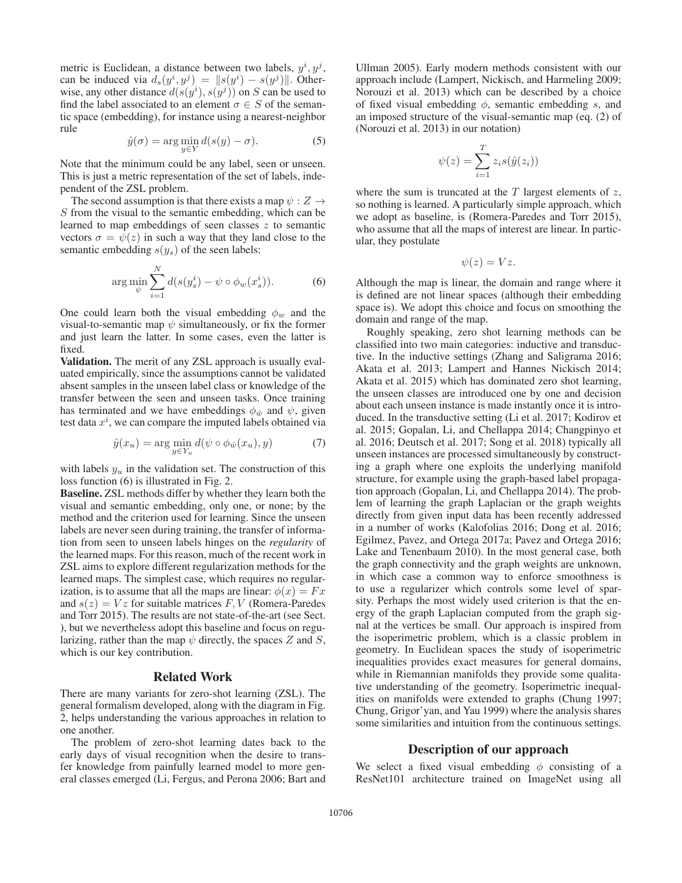metric is Euclidean, a distance between two labels, $y^i, y^j$, can be induced via $d_s(y^i, y^j) = \|s(y^i) - s(y^j)\|$. Otherwise, any other distance $d(s(y^i), s(y^j))$ on $S$ can be used to find the label associated to an element $\sigma \in S$ of the semantic space (embedding), for instance using a nearest-neighbor rule

$$\hat{y}(\sigma) = \arg\min_{y \in Y} d(s(y) - \sigma). \tag{5}$$

Note that the minimum could be any label, seen or unseen. This is just a metric representation of the set of labels, independent of the ZSL problem.

The second assumption is that there exists a map $\psi : Z \to S$ from the visual to the semantic embedding, which can be learned to map embeddings of seen classes $z$ to semantic vectors $\sigma = \psi(z)$ in such a way that they land close to the semantic embedding $s(y_s)$ of the seen labels:

$$\arg\min_{\psi} \sum_{i=1}^{N} d(s(y_s^i) - \psi \circ \phi_w(x_s^i)). \tag{6}$$

One could learn both the visual embedding $\phi_w$ and the visual-to-semantic map $\psi$ simultaneously, or fix the former and just learn the latter. In some cases, even the latter is fixed.

**Validation.** The merit of any ZSL approach is usually evaluated empirically, since the assumptions cannot be validated absent samples in the unseen label class or knowledge of the transfer between the seen and unseen tasks. Once training has terminated and we have embeddings $\phi_{\hat{w}}$ and $\psi$, given test data $x^i$, we can compare the imputed labels obtained via

$$\hat{y}(x_u) = \arg\min_{y \in Y_u} d(\psi \circ \phi_{\hat{w}}(x_u), y) \tag{7}$$

with labels $y_u$ in the validation set. The construction of this loss function (6) is illustrated in Fig. 2.

**Baseline.** ZSL methods differ by whether they learn both the visual and semantic embedding, only one, or none; by the method and the criterion used for learning. Since the unseen labels are never seen during training, the transfer of information from seen to unseen labels hinges on the *regularity* of the learned maps. For this reason, much of the recent work in ZSL aims to explore different regularization methods for the learned maps. The simplest case, which requires no regularization, is to assume that all the maps are linear: $\phi(x) = Fx$ and $s(z) = Vz$ for suitable matrices $F, V$ (Romera-Paredes and Torr 2015). The results are not state-of-the-art (see Sect. ), but we nevertheless adopt this baseline and focus on regularizing, rather than the map $\psi$ directly, the spaces $Z$ and $S$, which is our key contribution.

## Related Work

There are many variants for zero-shot learning (ZSL). The general formalism developed, along with the diagram in Fig. 2, helps understanding the various approaches in relation to one another.

The problem of zero-shot learning dates back to the early days of visual recognition when the desire to transfer knowledge from painfully learned model to more general classes emerged (Li, Fergus, and Perona 2006; Bart and Ullman 2005). Early modern methods consistent with our approach include (Lampert, Nickisch, and Harmeling 2009; Norouzi et al. 2013) which can be described by a choice of fixed visual embedding $\phi$, semantic embedding $s$, and an imposed structure of the visual-semantic map (eq. (2) of (Norouzi et al. 2013) in our notation)

$$\psi(z) = \sum_{i=1}^{T} z_i s(\hat{y}(z_i))$$

where the sum is truncated at the $T$ largest elements of $z$, so nothing is learned. A particularly simple approach, which we adopt as baseline, is (Romera-Paredes and Torr 2015), who assume that all the maps of interest are linear. In particular, they postulate

$$\psi(z) = Vz.$$

Although the map is linear, the domain and range where it is defined are not linear spaces (although their embedding space is). We adopt this choice and focus on smoothing the domain and range of the map.

Roughly speaking, zero shot learning methods can be classified into two main categories: inductive and transductive. In the inductive settings (Zhang and Saligrama 2016; Akata et al. 2013; Lampert and Hannes Nickisch 2014; Akata et al. 2015) which has dominated zero shot learning, the unseen classes are introduced one by one and decision about each unseen instance is made instantly once it is introduced. In the transductive setting (Li et al. 2017; Kodirov et al. 2015; Gopalan, Li, and Chellappa 2014; Changpinyo et al. 2016; Deutsch et al. 2017; Song et al. 2018) typically all unseen instances are processed simultaneously by constructing a graph where one exploits the underlying manifold structure, for example using the graph-based label propagation approach (Gopalan, Li, and Chellappa 2014). The problem of learning the graph Laplacian or the graph weights directly from given input data has been recently addressed in a number of works (Kalofolias 2016; Dong et al. 2016; Egilmez, Pavez, and Ortega 2017a; Pavez and Ortega 2016; Lake and Tenenbaum 2010). In the most general case, both the graph connectivity and the graph weights are unknown, in which case a common way to enforce smoothness is to use a regularizer which controls some level of sparsity. Perhaps the most widely used criterion is that the energy of the graph Laplacian computed from the graph signal at the vertices be small. Our approach is inspired from the isoperimetric problem, which is a classic problem in geometry. In Euclidean spaces the study of isoperimetric inequalities provides exact measures for general domains, while in Riemannian manifolds they provide some qualitative understanding of the geometry. Isoperimetric inequalities on manifolds were extended to graphs (Chung 1997; Chung, Grigor'yan, and Yau 1999) where the analysis shares some similarities and intuition from the continuous settings.

## Description of our approach

We select a fixed visual embedding $\phi$ consisting of a ResNet101 architecture trained on ImageNet using all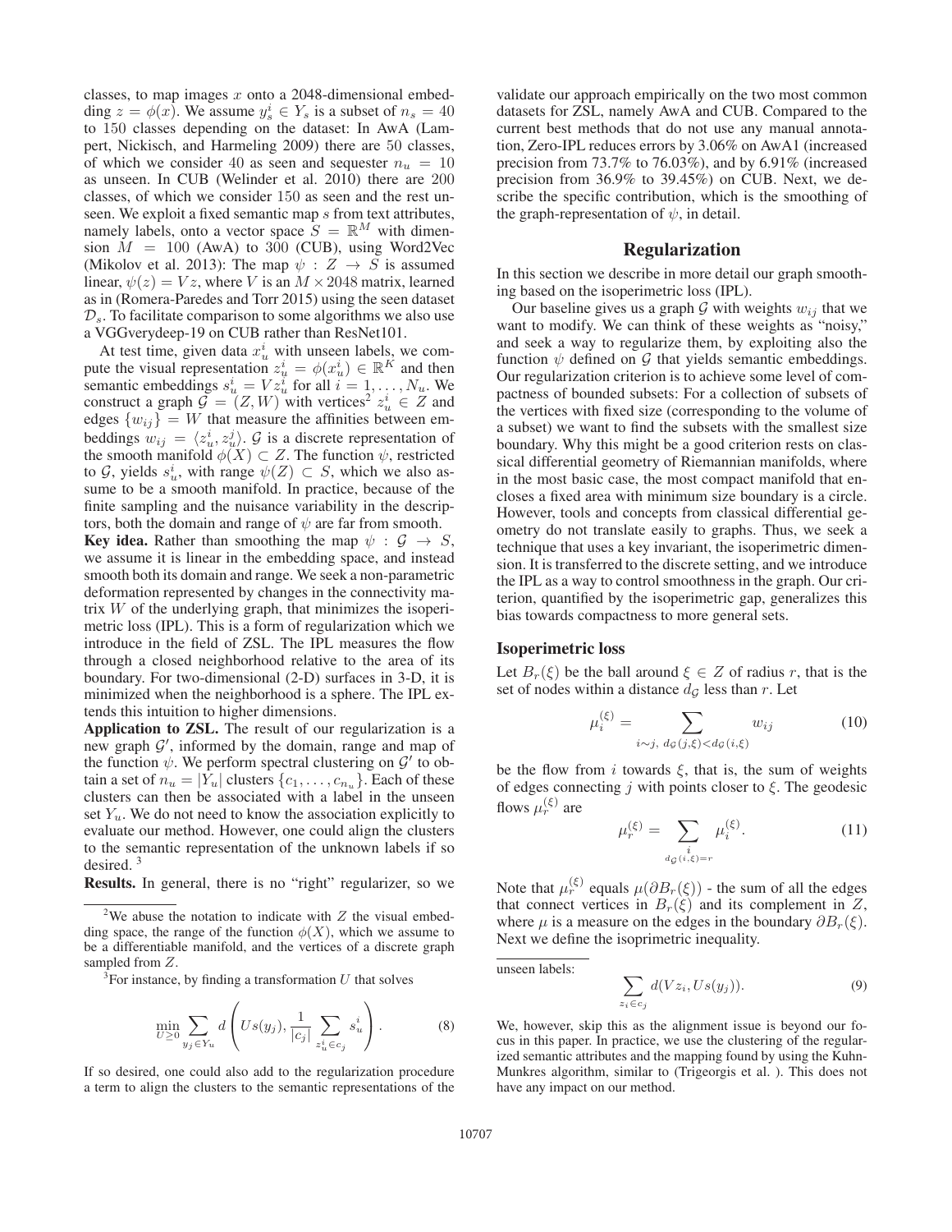classes, to map images $x$ onto a 2048-dimensional embedding $z = \phi(x)$. We assume $y_s^i \in Y_s$ is a subset of $n_s = 40$ to 150 classes depending on the dataset: In AwA (Lampert, Nickisch, and Harmeling 2009) there are 50 classes, of which we consider 40 as seen and sequester $n_u = 10$ as unseen. In CUB (Welinder et al. 2010) there are 200 classes, of which we consider 150 as seen and the rest unseen. We exploit a fixed semantic map $s$ from text attributes, namely labels, onto a vector space $S = \mathbb{R}^M$ with dimension $M = 100$ (AwA) to 300 (CUB), using Word2Vec (Mikolov et al. 2013): The map $\psi : Z \to S$ is assumed linear, $\psi(z) = Vz$, where $V$ is an $M \times 2048$ matrix, learned as in (Romera-Paredes and Torr 2015) using the seen dataset $\mathcal{D}_s$. To facilitate comparison to some algorithms we also use a VGGverydeep-19 on CUB rather than ResNet101.

At test time, given data $x_u^i$ with unseen labels, we compute the visual representation $z_u^i = \phi(x_u^i) \in \mathbb{R}^K$ and then semantic embeddings $s_u^i = Vz_u^i$ for all $i = 1, \ldots, N_u$. We construct a graph $\mathcal{G} = (Z, W)$ with vertices[2] $z_u^i \in Z$ and edges $\{w_{ij}\} = W$ that measure the affinities between embeddings $w_{ij} = \langle z_u^i, z_u^j \rangle$. $\mathcal{G}$ is a discrete representation of the smooth manifold $\phi(X) \subset Z$. The function $\psi$, restricted to $\mathcal{G}$, yields $s_u^i$, with range $\psi(Z) \subset S$, which we also assume to be a smooth manifold. In practice, because of the finite sampling and the nuisance variability in the descriptors, both the domain and range of $\psi$ are far from smooth.

**Key idea.** Rather than smoothing the map $\psi : \mathcal{G} \to S$, we assume it is linear in the embedding space, and instead smooth both its domain and range. We seek a non-parametric deformation represented by changes in the connectivity matrix $W$ of the underlying graph, that minimizes the isoperimetric loss (IPL). This is a form of regularization which we introduce in the field of ZSL. The IPL measures the flow through a closed neighborhood relative to the area of its boundary. For two-dimensional (2-D) surfaces in 3-D, it is minimized when the neighborhood is a sphere. The IPL extends this intuition to higher dimensions.

**Application to ZSL.** The result of our regularization is a new graph $\mathcal{G}'$, informed by the domain, range and map of the function $\psi$. We perform spectral clustering on $\mathcal{G}'$ to obtain a set of $n_u = |Y_u|$ clusters $\{c_1, \ldots, c_{n_u}\}$. Each of these clusters can then be associated with a label in the unseen set $Y_u$. We do not need to know the association explicitly to evaluate our method. However, one could align the clusters to the semantic representation of the unknown labels if so desired.[3]

**Results.** In general, there is no "right" regularizer, so we validate our approach empirically on the two most common datasets for ZSL, namely AwA and CUB. Compared to the current best methods that do not use any manual annotation, Zero-IPL reduces errors by 3.06% on AwA1 (increased precision from 73.7% to 76.03%), and by 6.91% (increased precision from 36.9% to 39.45%) on CUB. Next, we describe the specific contribution, which is the smoothing of the graph-representation of $\psi$, in detail.

## Regularization

In this section we describe in more detail our graph smoothing based on the isoperimetric loss (IPL).

Our baseline gives us a graph $\mathcal{G}$ with weights $w_{ij}$ that we want to modify. We can think of these weights as "noisy," and seek a way to regularize them, by exploiting also the function $\psi$ defined on $\mathcal{G}$ that yields semantic embeddings. Our regularization criterion is to achieve some level of compactness of bounded subsets: For a collection of subsets of the vertices with fixed size (corresponding to the volume of a subset) we want to find the subsets with the smallest size boundary. Why this might be a good criterion rests on classical differential geometry of Riemannian manifolds, where in the most basic case, the most compact manifold that encloses a fixed area with minimum size boundary is a circle. However, tools and concepts from classical differential geometry do not translate easily to graphs. Thus, we seek a technique that uses a key invariant, the isoperimetric dimension. It is transferred to the discrete setting, and we introduce the IPL as a way to control smoothness in the graph. Our criterion, quantified by the isoperimetric gap, generalizes this bias towards compactness to more general sets.

### Isoperimetric loss

Let $B_r(\xi)$ be the ball around $\xi \in Z$ of radius $r$, that is the set of nodes within a distance $d_{\mathcal{G}}$ less than $r$. Let

$$\mu_i^{(\xi)} = \sum_{i \sim j,\ d_{\mathcal{G}}(j,\xi) < d_{\mathcal{G}}(i,\xi)} w_{ij} \tag{10}$$

be the flow from $i$ towards $\xi$, that is, the sum of weights of edges connecting $j$ with points closer to $\xi$. The geodesic flows $\mu_r^{(\xi)}$ are

$$\mu_r^{(\xi)} = \sum_{\substack{i \\ d_{\mathcal{G}}(i,\xi) = r}} \mu_i^{(\xi)}. \tag{11}$$

Note that $\mu_r^{(\xi)}$ equals $\mu(\partial B_r(\xi))$ - the sum of all the edges that connect vertices in $B_r(\xi)$ and its complement in $Z$, where $\mu$ is a measure on the edges in the boundary $\partial B_r(\xi)$. Next we define the isoprimetric inequality.

---

[2] We abuse the notation to indicate with $Z$ the visual embedding space, the range of the function $\phi(X)$, which we assume to be a differentiable manifold, and the vertices of a discrete graph sampled from $Z$.

[3] For instance, by finding a transformation $U$ that solves

$$\min_{U \geq 0} \sum_{y_j \in Y_u} d\left( Us(y_j), \frac{1}{|c_j|} \sum_{z_u^i \in c_j} s_u^i \right). \tag{8}$$

If so desired, one could also add to the regularization procedure a term to align the clusters to the semantic representations of the unseen labels:

$$\sum_{z_i \in c_j} d(Vz_i, Us(y_j)). \tag{9}$$

We, however, skip this as the alignment issue is beyond our focus in this paper. In practice, we use the clustering of the regularized semantic attributes and the mapping found by using the Kuhn-Munkres algorithm, similar to (Trigeorgis et al. ). This does not have any impact on our method.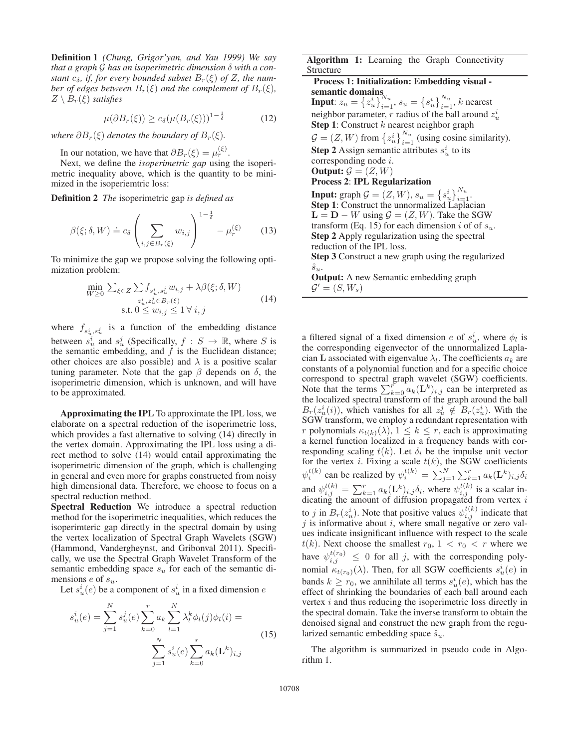**Definition 1** *(Chung, Grigor'yan, and Yau 1999) We say that a graph $\mathcal{G}$ has an isoperimetric dimension $\delta$ with a constant $c_\delta$, if, for every bounded subset $B_r(\xi)$ of $Z$, the number of edges between $B_r(\xi)$ and the complement of $B_r(\xi)$, $Z \setminus B_r(\xi)$ satisfies*

$$\mu(\partial B_r(\xi)) \geq c_\delta(\mu(B_r(\xi)))^{1-\frac{1}{\delta}} \tag{12}$$

*where $\partial B_r(\xi)$ denotes the boundary of $B_r(\xi)$.*

In our notation, we have that $\partial B_r(\xi) = \mu_r^{(\xi)}$.

Next, we define the *isoperimetric gap* using the isoperimetric inequality above, which is the quantity to be minimized in the isoperiemtric loss:

**Definition 2** *The* isoperimetric gap *is defined as*

$$\beta(\xi; \delta, W) \doteq c_\delta \left( \sum_{i,j \in B_r(\xi)} w_{i,j} \right)^{1-\frac{1}{\delta}} - \mu_r^{(\xi)} \tag{13}$$

To minimize the gap we propose solving the following optimization problem:

$$\begin{aligned} \min_{W \geq 0} \sum_{\xi \in Z} \sum_{z_u^i, z_u^j \in B_r(\xi)} f_{s_u^i, s_u^j} w_{i,j} + \lambda \beta(\xi; \delta, W) \\ \text{s.t. } 0 \leq w_{i,j} \leq 1 \, \forall \, i,j \end{aligned} \tag{14}$$

where $f_{s_u^i, s_u^j}$ is a function of the embedding distance between $s_u^i$ and $s_u^j$ (Specifically, $f : S \to \mathbb{R}$, where $S$ is the semantic embedding, and $f$ is the Euclidean distance; other choices are also possible) and $\lambda$ is a positive scalar tuning parameter. Note that the gap $\beta$ depends on $\delta$, the isoperimetric dimension, which is unknown, and will have to be approximated.

**Approximating the IPL** To approximate the IPL loss, we elaborate on a spectral reduction of the isoperimetric loss, which provides a fast alternative to solving (14) directly in the vertex domain. Approximating the IPL loss using a direct method to solve (14) would entail approximating the isoperimetric dimension of the graph, which is challenging in general and even more for graphs constructed from noisy high dimensional data. Therefore, we choose to focus on a spectral reduction method.

**Spectral Reduction** We introduce a spectral reduction method for the isoperimetric inequalities, which reduces the isoperimteric gap directly in the spectral domain by using the vertex localization of Spectral Graph Wavelets (SGW) (Hammond, Vandergheynst, and Gribonval 2011). Specifically, we use the Spectral Graph Wavelet Transform of the semantic embedding space $s_u$ for each of the semantic dimensions $e$ of $s_u$.

Let $s_u^i(e)$ be a component of $s_u^i$ in a fixed dimension $e$

$$\begin{aligned} s_u^i(e) = \sum_{j=1}^{N} s_u^j(e) \sum_{k=0}^{r} a_k \sum_{l=1}^{N} \lambda_l^k \phi_l(j)\phi_l(i) = \\ \sum_{j=1}^{N} s_u^i(e) \sum_{k=0}^{r} a_k (\mathbf{L}^k)_{i,j} \end{aligned} \tag{15}$$

a filtered signal of a fixed dimension $e$ of $s_u^i$, where $\phi_l$ is the corresponding eigenvector of the unnormalized Laplacian $\mathbf{L}$ associated with eigenvalue $\lambda_l$. The coefficients $a_k$ are constants of a polynomial function and for a specific choice correspond to spectral graph wavelet (SGW) coefficients. Note that the terms $\sum_{k=0}^{r} a_k (\mathbf{L}^k)_{i,j}$ can be interpreted as the localized spectral transform of the graph around the ball $B_r(z_u^i(i))$, which vanishes for all $z_u^j \notin B_r(z_u^i)$. With the SGW transform, we employ a redundant representation with $r$ polynomials $\kappa_{t(k)}(\lambda)$, $1 \leq k \leq r$, each is approximating a kernel function localized in a frequency bands with corresponding scaling $t(k)$. Let $\delta_i$ be the impulse unit vector for the vertex $i$. Fixing a scale $t(k)$, the SGW coefficients $\psi_i^{t(k)}$ can be realized by $\psi_i^{t(k)} = \sum_{j=1}^{N} \sum_{k=1}^{r} a_k (\mathbf{L}^k)_{i,j} \delta_i$ and $\psi_{i,j}^{t(k)} = \sum_{k=1}^{r} a_k (\mathbf{L}^k)_{i,j} \delta_i$, where $\psi_{i,j}^{t(k)}$ is a scalar indicating the amount of diffusion propagated from vertex $i$ to $j$ in $B_r(z_u^i)$. Note that positive values $\psi_{i,j}^{t(k)}$ indicate that $j$ is informative about $i$, where small negative or zero values indicate insignificant influence with respect to the scale $t(k)$. Next choose the smallest $r_0$, $1 < r_0 < r$ where we have $\psi_{i,j}^{t(r_0)} \leq 0$ for all $j$, with the corresponding polynomial $\kappa_{t(r_0)}(\lambda)$. Then, for all SGW coefficients $s_u^i(e)$ in bands $k \geq r_0$, we annihilate all terms $s_u^i(e)$, which has the effect of shrinking the boundaries of each ball around each vertex $i$ and thus reducing the isoperimetric loss directly in the spectral domain. Take the inverse transform to obtain the denoised signal and construct the new graph from the regularized semantic embedding space $\hat{s}_u$.

The algorithm is summarized in pseudo code in Algorithm 1.

---

**Algorithm 1:** Learning the Graph Connectivity Structure

**Process 1: Initialization: Embedding visual - semantic domains**

**Input**: $z_u = \{z_u^i\}_{i=1}^{N_u}$, $s_u = \{s_u^i\}_{i=1}^{N_u}$, $k$ nearest neighbor parameter, $r$ radius of the ball around $z_u^i$

**Step 1**: Construct $k$ nearest neighbor graph $\mathcal{G} = (Z, W)$ from $\{z_u^i\}_{i=1}^{N_u}$ (using cosine similarity).

**Step 2** Assign semantic attributes $s_u^i$ to its corresponding node $i$.

**Output:** $\mathcal{G} = (Z, W)$

**Process 2**: **IPL Regularization**

**Input:** graph $\mathcal{G} = (Z, W)$, $s_u = \{s_u^i\}_{i=1}^{N_u}$.

**Step 1**: Construct the unnormalized Laplacian $\mathbf{L} = \mathbf{D} - W$ using $\mathcal{G} = (Z, W)$. Take the SGW transform (Eq. 15) for each dimension $i$ of $s_u$.

**Step 2** Apply regularization using the spectral reduction of the IPL loss.

**Step 3** Construct a new graph using the regularized $\hat{s}_u$.

**Output:** A new Semantic embedding graph $\mathcal{G}' = (S, W_s)$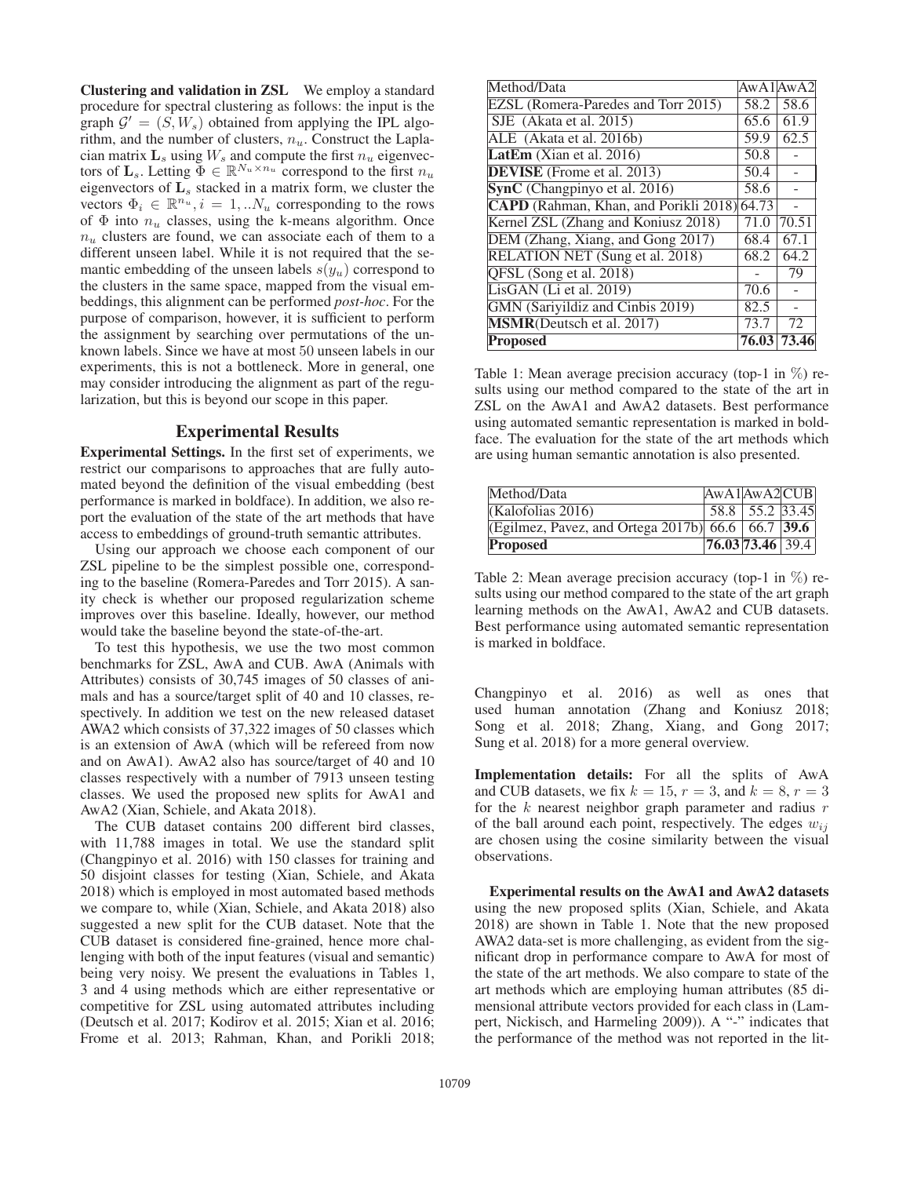**Clustering and validation in ZSL** We employ a standard procedure for spectral clustering as follows: the input is the graph $\mathcal{G}' = (S, W_s)$ obtained from applying the IPL algorithm, and the number of clusters, $n_u$. Construct the Laplacian matrix $\mathbf{L}_s$ using $W_s$ and compute the first $n_u$ eigenvectors of $\mathbf{L}_s$. Letting $\Phi \in \mathbb{R}^{N_u \times n_u}$ correspond to the first $n_u$ eigenvectors of $\mathbf{L}_s$ stacked in a matrix form, we cluster the vectors $\Phi_i \in \mathbb{R}^{n_u}, i = 1, ..N_u$ corresponding to the rows of $\Phi$ into $n_u$ classes, using the k-means algorithm. Once $n_u$ clusters are found, we can associate each of them to a different unseen label. While it is not required that the semantic embedding of the unseen labels $s(y_u)$ correspond to the clusters in the same space, mapped from the visual embeddings, this alignment can be performed *post-hoc*. For the purpose of comparison, however, it is sufficient to perform the assignment by searching over permutations of the unknown labels. Since we have at most 50 unseen labels in our experiments, this is not a bottleneck. More in general, one may consider introducing the alignment as part of the regularization, but this is beyond our scope in this paper.

## Experimental Results

**Experimental Settings.** In the first set of experiments, we restrict our comparisons to approaches that are fully automated beyond the definition of the visual embedding (best performance is marked in boldface). In addition, we also report the evaluation of the state of the art methods that have access to embeddings of ground-truth semantic attributes.

Using our approach we choose each component of our ZSL pipeline to be the simplest possible one, corresponding to the baseline (Romera-Paredes and Torr 2015). A sanity check is whether our proposed regularization scheme improves over this baseline. Ideally, however, our method would take the baseline beyond the state-of-the-art.

To test this hypothesis, we use the two most common benchmarks for ZSL, AwA and CUB. AwA (Animals with Attributes) consists of 30,745 images of 50 classes of animals and has a source/target split of 40 and 10 classes, respectively. In addition we test on the new released dataset AWA2 which consists of 37,322 images of 50 classes which is an extension of AwA (which will be refereed from now and on AwA1). AwA2 also has source/target of 40 and 10 classes respectively with a number of 7913 unseen testing classes. We used the proposed new splits for AwA1 and AwA2 (Xian, Schiele, and Akata 2018).

The CUB dataset contains 200 different bird classes, with 11,788 images in total. We use the standard split (Changpinyo et al. 2016) with 150 classes for training and 50 disjoint classes for testing (Xian, Schiele, and Akata 2018) which is employed in most automated based methods we compare to, while (Xian, Schiele, and Akata 2018) also suggested a new split for the CUB dataset. Note that the CUB dataset is considered fine-grained, hence more challenging with both of the input features (visual and semantic) being very noisy. We present the evaluations in Tables 1, 3 and 4 using methods which are either representative or competitive for ZSL using automated attributes including (Deutsch et al. 2017; Kodirov et al. 2015; Xian et al. 2016; Frome et al. 2013; Rahman, Khan, and Porikli 2018; Changpinyo et al. 2016) as well as ones that used human annotation (Zhang and Koniusz 2018; Song et al. 2018; Zhang, Xiang, and Gong 2017; Sung et al. 2018) for a more general overview.

| Method/Data | AwA1 | AwA2 |
|---|---|---|
| EZSL (Romera-Paredes and Torr 2015) | 58.2 | 58.6 |
| SJE (Akata et al. 2015) | 65.6 | 61.9 |
| ALE (Akata et al. 2016b) | 59.9 | 62.5 |
| **LatEm** (Xian et al. 2016) | 50.8 | - |
| **DEVISE** (Frome et al. 2013) | 50.4 | - |
| **SynC** (Changpinyo et al. 2016) | 58.6 | - |
| **CAPD** (Rahman, Khan, and Porikli 2018) | 64.73 | - |
| Kernel ZSL (Zhang and Koniusz 2018) | 71.0 | 70.51 |
| DEM (Zhang, Xiang, and Gong 2017) | 68.4 | 67.1 |
| RELATION NET (Sung et al. 2018) | 68.2 | 64.2 |
| QFSL (Song et al. 2018) | - | 79 |
| LisGAN (Li et al. 2019) | 70.6 | - |
| GMN (Sariyildiz and Cinbis 2019) | 82.5 | - |
| **MSMR**(Deutsch et al. 2017) | 73.7 | 72 |
| **Proposed** | **76.03** | **73.46** |

Table 1: Mean average precision accuracy (top-1 in %) results using our method compared to the state of the art in ZSL on the AwA1 and AwA2 datasets. Best performance using automated semantic representation is marked in boldface. The evaluation for the state of the art methods which are using human semantic annotation is also presented.

| Method/Data | AwA1 | AwA2 | CUB |
|---|---|---|---|
| (Kalofolias 2016) | 58.8 | 55.2 | 33.45 |
| (Egilmez, Pavez, and Ortega 2017b) | 66.6 | 66.7 | **39.6** |
| **Proposed** | **76.03** | **73.46** | 39.4 |

Table 2: Mean average precision accuracy (top-1 in %) results using our method compared to the state of the art graph learning methods on the AwA1, AwA2 and CUB datasets. Best performance using automated semantic representation is marked in boldface.

**Implementation details:** For all the splits of AwA and CUB datasets, we fix $k = 15$, $r = 3$, and $k = 8$, $r = 3$ for the $k$ nearest neighbor graph parameter and radius $r$ of the ball around each point, respectively. The edges $w_{ij}$ are chosen using the cosine similarity between the visual observations.

**Experimental results on the AwA1 and AwA2 datasets** using the new proposed splits (Xian, Schiele, and Akata 2018) are shown in Table 1. Note that the new proposed AWA2 data-set is more challenging, as evident from the significant drop in performance compare to AwA for most of the state of the art methods. We also compare to state of the art methods which are employing human attributes (85 dimensional attribute vectors provided for each class in (Lampert, Nickisch, and Harmeling 2009)). A "-" indicates that the performance of the method was not reported in the lit-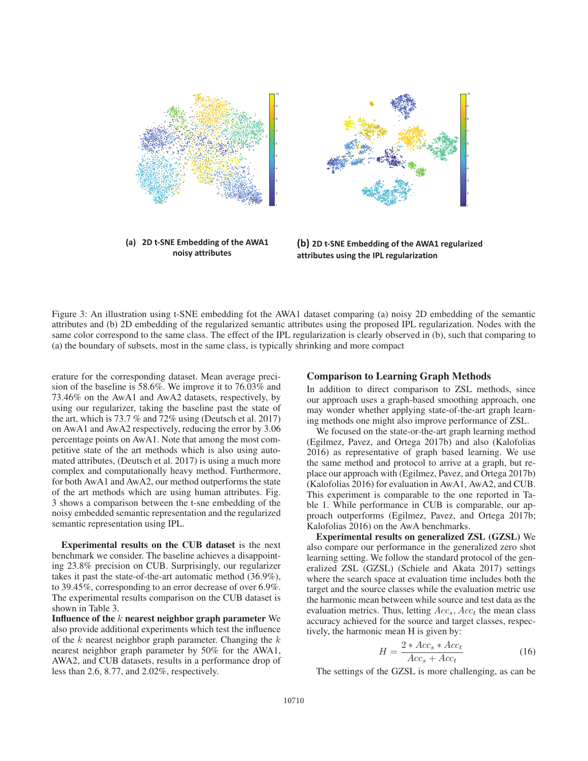(a) 2D t-SNE Embedding of the AWA1 noisy attributes

(b) 2D t-SNE Embedding of the AWA1 regularized attributes using the IPL regularization

Figure 3: An illustration using t-SNE embedding fot the AWA1 dataset comparing (a) noisy 2D embedding of the semantic attributes and (b) 2D embedding of the regularized semantic attributes using the proposed IPL regularization. Nodes with the same color correspond to the same class. The effect of the IPL regularization is clearly observed in (b), such that comparing to (a) the boundary of subsets, most in the same class, is typically shrinking and more compact

erature for the corresponding dataset. Mean average precision of the baseline is 58.6%. We improve it to 76.03% and 73.46% on the AwA1 and AwA2 datasets, respectively, by using our regularizer, taking the baseline past the state of the art, which is 73.7 % and 72% using (Deutsch et al. 2017) on AwA1 and AwA2 respectively, reducing the error by 3.06 percentage points on AwA1. Note that among the most competitive state of the art methods which is also using automated attributes, (Deutsch et al. 2017) is using a much more complex and computationally heavy method. Furthermore, for both AwA1 and AwA2, our method outperforms the state of the art methods which are using human attributes. Fig. 3 shows a comparison between the t-sne embedding of the noisy embedded semantic representation and the regularized semantic representation using IPL.

**Experimental results on the CUB dataset** is the next benchmark we consider. The baseline achieves a disappointing 23.8% precision on CUB. Surprisingly, our regularizer takes it past the state-of-the-art automatic method (36.9%), to 39.45%, corresponding to an error decrease of over 6.9%. The experimental results comparison on the CUB dataset is shown in Table 3.

**Influence of the $k$ nearest neighbor graph parameter** We also provide additional experiments which test the influence of the $k$ nearest neighbor graph parameter. Changing the $k$ nearest neighbor graph parameter by 50% for the AWA1, AWA2, and CUB datasets, results in a performance drop of less than 2.6, 8.77, and 2.02%, respectively.

### Comparison to Learning Graph Methods

In addition to direct comparison to ZSL methods, since our approach uses a graph-based smoothing approach, one may wonder whether applying state-of-the-art graph learning methods one might also improve performance of ZSL.

We focused on the state-or-the-art graph learning method (Egilmez, Pavez, and Ortega 2017b) and also (Kalofolias 2016) as representative of graph based learning. We use the same method and protocol to arrive at a graph, but replace our approach with (Egilmez, Pavez, and Ortega 2017b) (Kalofolias 2016) for evaluation in AwA1, AwA2, and CUB. This experiment is comparable to the one reported in Table 1. While performance in CUB is comparable, our approach outperforms (Egilmez, Pavez, and Ortega 2017b; Kalofolias 2016) on the AwA benchmarks.

**Experimental results on generalized ZSL (GZSL)** We also compare our performance in the generalized zero shot learning setting. We follow the standard protocol of the generalized ZSL (GZSL) (Schiele and Akata 2017) settings where the search space at evaluation time includes both the target and the source classes while the evaluation metric use the harmonic mean between while source and test data as the evaluation metrics. Thus, letting $Acc_s$, $Acc_t$ the mean class accuracy achieved for the source and target classes, respectively, the harmonic mean H is given by:

$$H = \frac{2 * Acc_s * Acc_t}{Acc_s + Acc_t} \tag{16}$$

The settings of the GZSL is more challenging, as can be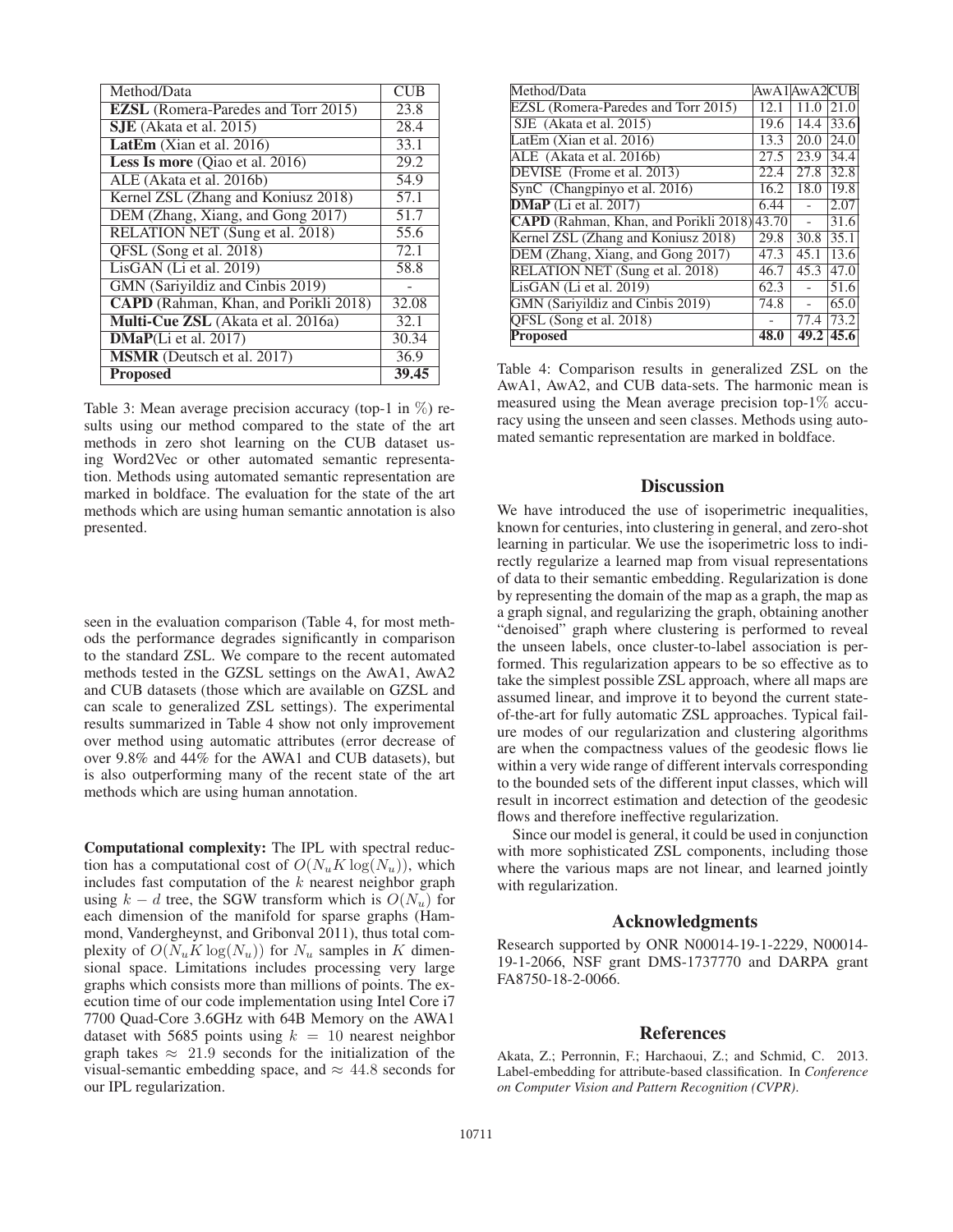| Method/Data | CUB |
|---|---|
| **EZSL** (Romera-Paredes and Torr 2015) | 23.8 |
| **SJE** (Akata et al. 2015) | 28.4 |
| **LatEm** (Xian et al. 2016) | 33.1 |
| **Less Is more** (Qiao et al. 2016) | 29.2 |
| ALE (Akata et al. 2016b) | 54.9 |
| Kernel ZSL (Zhang and Koniusz 2018) | 57.1 |
| DEM (Zhang, Xiang, and Gong 2017) | 51.7 |
| RELATION NET (Sung et al. 2018) | 55.6 |
| QFSL (Song et al. 2018) | 72.1 |
| LisGAN (Li et al. 2019) | 58.8 |
| GMN (Sariyildiz and Cinbis 2019) | - |
| **CAPD** (Rahman, Khan, and Porikli 2018) | 32.08 |
| **Multi-Cue ZSL** (Akata et al. 2016a) | 32.1 |
| **DMaP**(Li et al. 2017) | 30.34 |
| **MSMR** (Deutsch et al. 2017) | 36.9 |
| **Proposed** | **39.45** |

Table 3: Mean average precision accuracy (top-1 in %) results using our method compared to the state of the art methods in zero shot learning on the CUB dataset using Word2Vec or other automated semantic representation. Methods using automated semantic representation are marked in boldface. The evaluation for the state of the art methods which are using human semantic annotation is also presented.

seen in the evaluation comparison (Table 4, for most methods the performance degrades significantly in comparison to the standard ZSL. We compare to the recent automated methods tested in the GZSL settings on the AwA1, AwA2 and CUB datasets (those which are available on GZSL and can scale to generalized ZSL settings). The experimental results summarized in Table 4 show not only improvement over method using automatic attributes (error decrease of over 9.8% and 44% for the AWA1 and CUB datasets), but is also outperforming many of the recent state of the art methods which are using human annotation.

**Computational complexity:** The IPL with spectral reduction has a computational cost of $O(N_u K \log(N_u))$, which includes fast computation of the $k$ nearest neighbor graph using $k-d$ tree, the SGW transform which is $O(N_u)$ for each dimension of the manifold for sparse graphs (Hammond, Vandergheynst, and Gribonval 2011), thus total complexity of $O(N_u K \log(N_u))$ for $N_u$ samples in $K$ dimensional space. Limitations includes processing very large graphs which consists more than millions of points. The execution time of our code implementation using Intel Core i7 7700 Quad-Core 3.6GHz with 64B Memory on the AWA1 dataset with 5685 points using $k = 10$ nearest neighbor graph takes $\approx 21.9$ seconds for the initialization of the visual-semantic embedding space, and $\approx 44.8$ seconds for our IPL regularization.

| Method/Data | AwA1 | AwA2 | CUB |
|---|---|---|---|
| EZSL (Romera-Paredes and Torr 2015) | 12.1 | 11.0 | 21.0 |
| SJE (Akata et al. 2015) | 19.6 | 14.4 | 33.6 |
| LatEm (Xian et al. 2016) | 13.3 | 20.0 | 24.0 |
| ALE (Akata et al. 2016b) | 27.5 | 23.9 | 34.4 |
| DEVISE (Frome et al. 2013) | 22.4 | 27.8 | 32.8 |
| SynC (Changpinyo et al. 2016) | 16.2 | 18.0 | 19.8 |
| **DMaP** (Li et al. 2017) | 6.44 | - | 2.07 |
| **CAPD** (Rahman, Khan, and Porikli 2018) | 43.70 | - | 31.6 |
| Kernel ZSL (Zhang and Koniusz 2018) | 29.8 | 30.8 | 35.1 |
| DEM (Zhang, Xiang, and Gong 2017) | 47.3 | 45.1 | 13.6 |
| RELATION NET (Sung et al. 2018) | 46.7 | 45.3 | 47.0 |
| LisGAN (Li et al. 2019) | 62.3 | - | 51.6 |
| GMN (Sariyildiz and Cinbis 2019) | 74.8 | - | 65.0 |
| QFSL (Song et al. 2018) | - | 77.4 | 73.2 |
| **Proposed** | **48.0** | **49.2** | **45.6** |

Table 4: Comparison results in generalized ZSL on the AwA1, AwA2, and CUB data-sets. The harmonic mean is measured using the Mean average precision top-1% accuracy using the unseen and seen classes. Methods using automated semantic representation are marked in boldface.

## Discussion

We have introduced the use of isoperimetric inequalities, known for centuries, into clustering in general, and zero-shot learning in particular. We use the isoperimetric loss to indirectly regularize a learned map from visual representations of data to their semantic embedding. Regularization is done by representing the domain of the map as a graph, the map as a graph signal, and regularizing the graph, obtaining another "denoised" graph where clustering is performed to reveal the unseen labels, once cluster-to-label association is performed. This regularization appears to be so effective as to take the simplest possible ZSL approach, where all maps are assumed linear, and improve it to beyond the current state-of-the-art for fully automatic ZSL approaches. Typical failure modes of our regularization and clustering algorithms are when the compactness values of the geodesic flows lie within a very wide range of different intervals corresponding to the bounded sets of the different input classes, which will result in incorrect estimation and detection of the geodesic flows and therefore ineffective regularization.

Since our model is general, it could be used in conjunction with more sophisticated ZSL components, including those where the various maps are not linear, and learned jointly with regularization.

## Acknowledgments

Research supported by ONR N00014-19-1-2229, N00014-19-1-2066, NSF grant DMS-1737770 and DARPA grant FA8750-18-2-0066.

## References

Akata, Z.; Perronnin, F.; Harchaoui, Z.; and Schmid, C. 2013. Label-embedding for attribute-based classification. In *Conference on Computer Vision and Pattern Recognition (CVPR)*.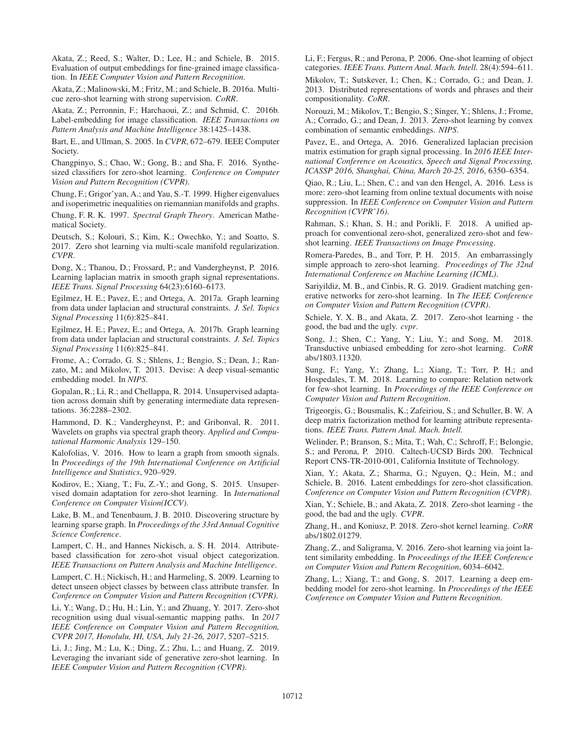Akata, Z.; Reed, S.; Walter, D.; Lee, H.; and Schiele, B. 2015. Evaluation of output embeddings for fine-grained image classification. In *IEEE Computer Vision and Pattern Recognition*.

Akata, Z.; Malinowski, M.; Fritz, M.; and Schiele, B. 2016a. Multi-cue zero-shot learning with strong supervision. *CoRR*.

Akata, Z.; Perronnin, F.; Harchaoui, Z.; and Schmid, C. 2016b. Label-embedding for image classification. *IEEE Transactions on Pattern Analysis and Machine Intelligence* 38:1425–1438.

Bart, E., and Ullman, S. 2005. In *CVPR*, 672–679. IEEE Computer Society.

Changpinyo, S.; Chao, W.; Gong, B.; and Sha, F. 2016. Synthesized classifiers for zero-shot learning. *Conference on Computer Vision and Pattern Recognition (CVPR)*.

Chung, F.; Grigor'yan, A.; and Yau, S.-T. 1999. Higher eigenvalues and isoperimetric inequalities on riemannian manifolds and graphs.

Chung, F. R. K. 1997. *Spectral Graph Theory*. American Mathematical Society.

Deutsch, S.; Kolouri, S.; Kim, K.; Owechko, Y.; and Soatto, S. 2017. Zero shot learning via multi-scale manifold regularization. *CVPR*.

Dong, X.; Thanou, D.; Frossard, P.; and Vandergheynst, P. 2016. Learning laplacian matrix in smooth graph signal representations. *IEEE Trans. Signal Processing* 64(23):6160–6173.

Egilmez, H. E.; Pavez, E.; and Ortega, A. 2017a. Graph learning from data under laplacian and structural constraints. *J. Sel. Topics Signal Processing* 11(6):825–841.

Egilmez, H. E.; Pavez, E.; and Ortega, A. 2017b. Graph learning from data under laplacian and structural constraints. *J. Sel. Topics Signal Processing* 11(6):825–841.

Frome, A.; Corrado, G. S.; Shlens, J.; Bengio, S.; Dean, J.; Ranzato, M.; and Mikolov, T. 2013. Devise: A deep visual-semantic embedding model. In *NIPS*.

Gopalan, R.; Li, R.; and Chellappa, R. 2014. Unsupervised adaptation across domain shift by generating intermediate data representations. 36:2288–2302.

Hammond, D. K.; Vandergheynst, P.; and Gribonval, R. 2011. Wavelets on graphs via spectral graph theory. *Applied and Computational Harmonic Analysis* 129–150.

Kalofolias, V. 2016. How to learn a graph from smooth signals. In *Proceedings of the 19th International Conference on Artificial Intelligence and Statistics*, 920–929.

Kodirov, E.; Xiang, T.; Fu, Z.-Y.; and Gong, S. 2015. Unsupervised domain adaptation for zero-shot learning. In *International Conference on Computer Vision(ICCV)*.

Lake, B. M., and Tenenbaum, J. B. 2010. Discovering structure by learning sparse graph. In *Proceedings of the 33rd Annual Cognitive Science Conference*.

Lampert, C. H., and Hannes Nickisch, a. S. H. 2014. Attribute-based classification for zero-shot visual object categorization. *IEEE Transactions on Pattern Analysis and Machine Intelligence*.

Lampert, C. H.; Nickisch, H.; and Harmeling, S. 2009. Learning to detect unseen object classes by between class attribute transfer. In *Conference on Computer Vision and Pattern Recognition (CVPR)*.

Li, Y.; Wang, D.; Hu, H.; Lin, Y.; and Zhuang, Y. 2017. Zero-shot recognition using dual visual-semantic mapping paths. In *2017 IEEE Conference on Computer Vision and Pattern Recognition, CVPR 2017, Honolulu, HI, USA, July 21-26, 2017*, 5207–5215.

Li, J.; Jing, M.; Lu, K.; Ding, Z.; Zhu, L.; and Huang, Z. 2019. Leveraging the invariant side of generative zero-shot learning. In *IEEE Computer Vision and Pattern Recognition (CVPR)*.

Li, F.; Fergus, R.; and Perona, P. 2006. One-shot learning of object categories. *IEEE Trans. Pattern Anal. Mach. Intell.* 28(4):594–611.

Mikolov, T.; Sutskever, I.; Chen, K.; Corrado, G.; and Dean, J. 2013. Distributed representations of words and phrases and their compositionality. *CoRR*.

Norouzi, M.; Mikolov, T.; Bengio, S.; Singer, Y.; Shlens, J.; Frome, A.; Corrado, G.; and Dean, J. 2013. Zero-shot learning by convex combination of semantic embeddings. *NIPS*.

Pavez, E., and Ortega, A. 2016. Generalized laplacian precision matrix estimation for graph signal processing. In *2016 IEEE International Conference on Acoustics, Speech and Signal Processing, ICASSP 2016, Shanghai, China, March 20-25, 2016*, 6350–6354.

Qiao, R.; Liu, L.; Shen, C.; and van den Hengel, A. 2016. Less is more: zero-shot learning from online textual documents with noise suppression. In *IEEE Conference on Computer Vision and Pattern Recognition (CVPR'16)*.

Rahman, S.; Khan, S. H.; and Porikli, F. 2018. A unified approach for conventional zero-shot, generalized zero-shot and few-shot learning. *IEEE Transactions on Image Processing*.

Romera-Paredes, B., and Torr, P. H. 2015. An embarrassingly simple approach to zero-shot learning. *Proceedings of The 32nd International Conference on Machine Learning (ICML)*.

Sariyildiz, M. B., and Cinbis, R. G. 2019. Gradient matching generative networks for zero-shot learning. In *The IEEE Conference on Computer Vision and Pattern Recognition (CVPR)*.

Schiele, Y. X. B., and Akata, Z. 2017. Zero-shot learning - the good, the bad and the ugly. *cvpr*.

Song, J.; Shen, C.; Yang, Y.; Liu, Y.; and Song, M. 2018. Transductive unbiased embedding for zero-shot learning. *CoRR* abs/1803.11320.

Sung, F.; Yang, Y.; Zhang, L.; Xiang, T.; Torr, P. H.; and Hospedales, T. M. 2018. Learning to compare: Relation network for few-shot learning. In *Proceedings of the IEEE Conference on Computer Vision and Pattern Recognition*.

Trigeorgis, G.; Bousmalis, K.; Zafeiriou, S.; and Schuller, B. W. A deep matrix factorization method for learning attribute representations. *IEEE Trans. Pattern Anal. Mach. Intell.*

Welinder, P.; Branson, S.; Mita, T.; Wah, C.; Schroff, F.; Belongie, S.; and Perona, P. 2010. Caltech-UCSD Birds 200. Technical Report CNS-TR-2010-001, California Institute of Technology.

Xian, Y.; Akata, Z.; Sharma, G.; Nguyen, Q.; Hein, M.; and Schiele, B. 2016. Latent embeddings for zero-shot classification. *Conference on Computer Vision and Pattern Recognition (CVPR)*.

Xian, Y.; Schiele, B.; and Akata, Z. 2018. Zero-shot learning - the good, the bad and the ugly. *CVPR*.

Zhang, H., and Koniusz, P. 2018. Zero-shot kernel learning. *CoRR* abs/1802.01279.

Zhang, Z., and Saligrama, V. 2016. Zero-shot learning via joint latent similarity embedding. In *Proceedings of the IEEE Conference on Computer Vision and Pattern Recognition*, 6034–6042.

Zhang, L.; Xiang, T.; and Gong, S. 2017. Learning a deep embedding model for zero-shot learning. In *Proceedings of the IEEE Conference on Computer Vision and Pattern Recognition*.